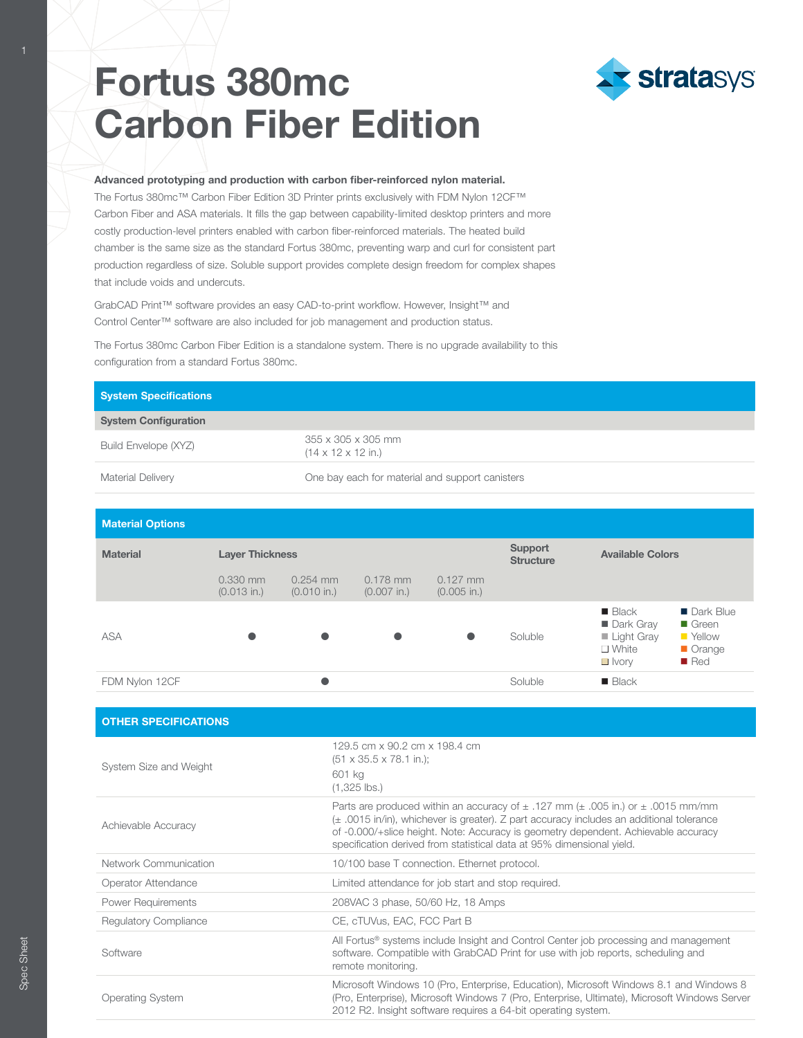# Fortus 380mc Carbon Fiber Edition

**Advanced prototyping and production with carbon fiber-reinforced nylon material.**

The Fortus 380mc™ Carbon Fiber Edition 3D Printer prints exclusively with FDM Nylon 12CF™ Carbon Fiber and ASA materials. It fills the gap between capability-limited desktop printers and more costly production-level printers enabled with carbon fiber-reinforced materials. The heated build chamber is the same size as the standard Fortus 380mc, preventing warp and curl for consistent part production regardless of size. Soluble support provides complete design freedom for complex shapes that include voids and undercuts.

GrabCAD Print™ software provides an easy CAD-to-print workflow. However, Insight™ and Control Center™ software are also included for job management and production status.

The Fortus 380mc Carbon Fiber Edition is a standalone system. There is no upgrade availability to this configuration from a standard Fortus 380mc.

## System Specifications

**System Configuration**

| | |
|---|---|
| Build Envelope (XYZ) | 355 x 305 x 305 mm<br>(14 x 12 x 12 in.) |
| Material Delivery | One bay each for material and support canisters |

## Material Options

| Material | Layer Thickness | | | | Support Structure | Available Colors |
|---|---|---|---|---|---|---|
| | 0.330 mm (0.013 in.) | 0.254 mm (0.010 in.) | 0.178 mm (0.007 in.) | 0.127 mm (0.005 in.) | | |
| ASA | ● | ● | ● | ● | Soluble | Black, Dark Gray, Light Gray, White, Ivory, Dark Blue, Green, Yellow, Orange, Red |
| FDM Nylon 12CF | | ● | | | Soluble | Black |

## OTHER SPECIFICATIONS

| | |
|---|---|
| System Size and Weight | 129.5 cm x 90.2 cm x 198.4 cm<br>(51 x 35.5 x 78.1 in.);<br>601 kg<br>(1,325 lbs.) |
| Achievable Accuracy | Parts are produced within an accuracy of ± .127 mm (± .005 in.) or ± .0015 mm/mm (± .0015 in/in), whichever is greater). Z part accuracy includes an additional tolerance of -0.000/+slice height. Note: Accuracy is geometry dependent. Achievable accuracy specification derived from statistical data at 95% dimensional yield. |
| Network Communication | 10/100 base T connection. Ethernet protocol. |
| Operator Attendance | Limited attendance for job start and stop required. |
| Power Requirements | 208VAC 3 phase, 50/60 Hz, 18 Amps |
| Regulatory Compliance | CE, cTUVus, EAC, FCC Part B |
| Software | All Fortus® systems include Insight and Control Center job processing and management software. Compatible with GrabCAD Print for use with job reports, scheduling and remote monitoring. |
| Operating System | Microsoft Windows 10 (Pro, Enterprise, Education), Microsoft Windows 8.1 and Windows 8 (Pro, Enterprise), Microsoft Windows 7 (Pro, Enterprise, Ultimate), Microsoft Windows Server 2012 R2. Insight software requires a 64-bit operating system. |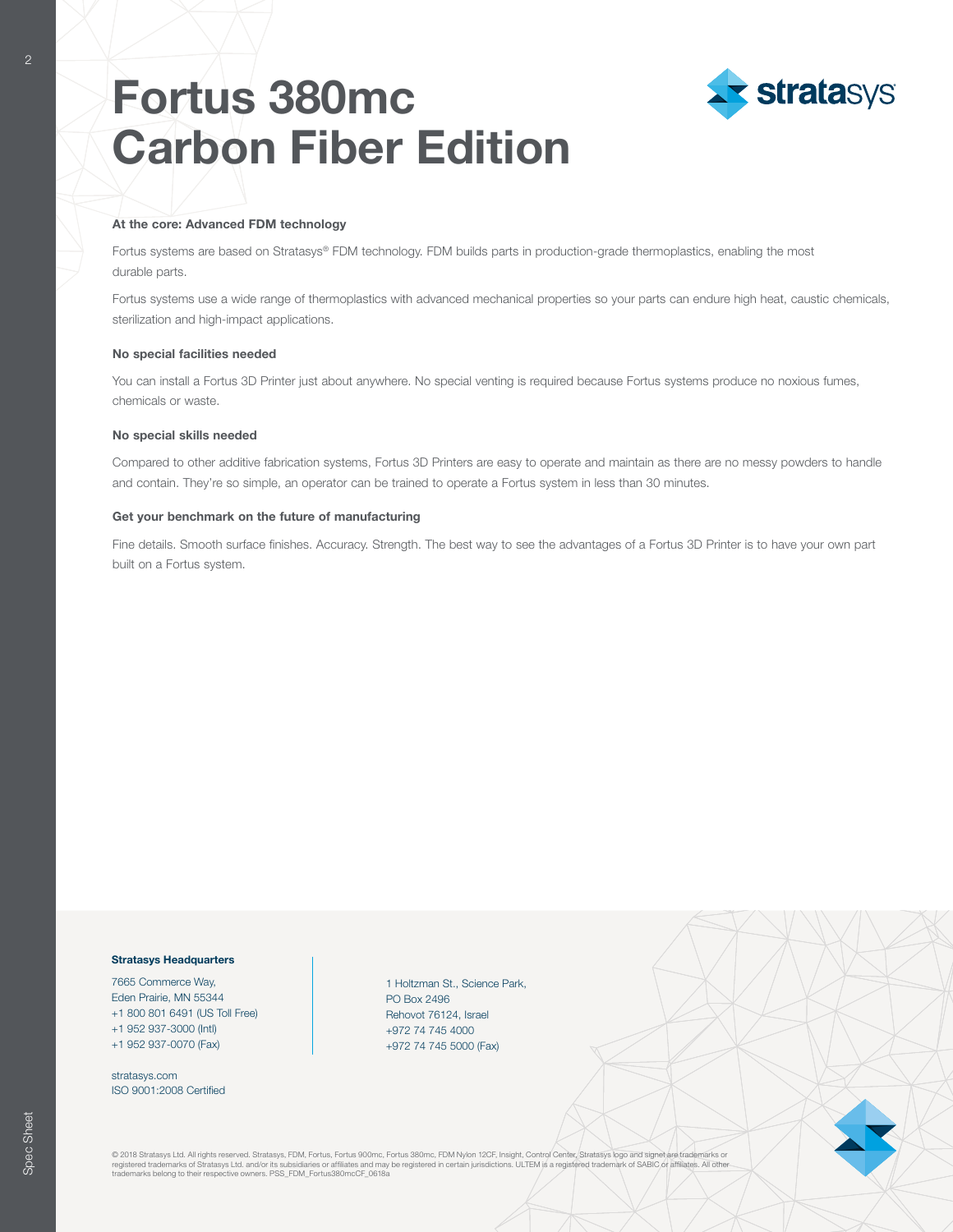# Fortus 380mc Carbon Fiber Edition

### At the core: Advanced FDM technology

Fortus systems are based on Stratasys® FDM technology. FDM builds parts in production-grade thermoplastics, enabling the most durable parts.

Fortus systems use a wide range of thermoplastics with advanced mechanical properties so your parts can endure high heat, caustic chemicals, sterilization and high-impact applications.

### No special facilities needed

You can install a Fortus 3D Printer just about anywhere. No special venting is required because Fortus systems produce no noxious fumes, chemicals or waste.

### No special skills needed

Compared to other additive fabrication systems, Fortus 3D Printers are easy to operate and maintain as there are no messy powders to handle and contain. They're so simple, an operator can be trained to operate a Fortus system in less than 30 minutes.

### Get your benchmark on the future of manufacturing

Fine details. Smooth surface finishes. Accuracy. Strength. The best way to see the advantages of a Fortus 3D Printer is to have your own part built on a Fortus system.

**Stratasys Headquarters**

7665 Commerce Way,
Eden Prairie, MN 55344
+1 800 801 6491 (US Toll Free)
+1 952 937-3000 (Intl)
+1 952 937-0070 (Fax)

1 Holtzman St., Science Park,
PO Box 2496
Rehovot 76124, Israel
+972 74 745 4000
+972 74 745 5000 (Fax)

stratasys.com
ISO 9001:2008 Certified

© 2018 Stratasys Ltd. All rights reserved. Stratasys, FDM, Fortus, Fortus 900mc, Fortus 380mc, FDM Nylon 12CF, Insight, Control Center, Stratasys logo and signet are trademarks or registered trademarks of Stratasys Ltd. and/or its subsidiaries or affiliates and may be registered in certain jurisdictions. ULTEM is a registered trademark of SABIC or affiliates. All other trademarks belong to their respective owners. PSS_FDM_Fortus380mcCF_0618a